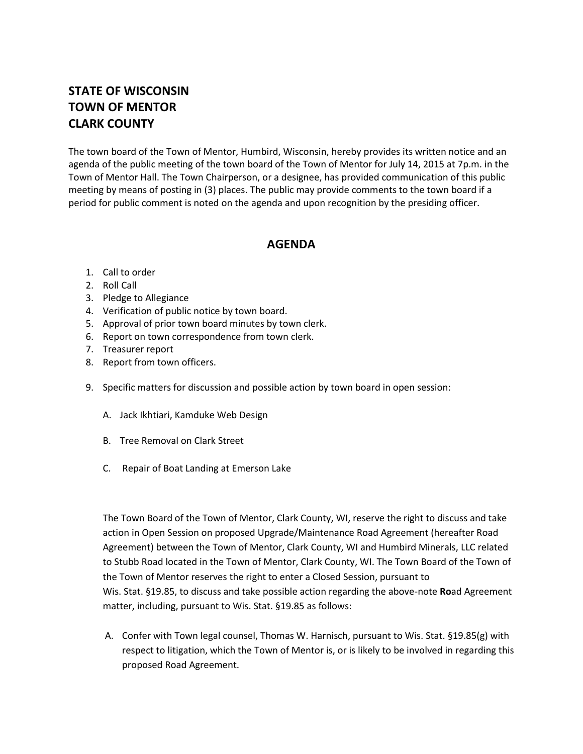**STATE OF WISCONSIN**
**TOWN OF MENTOR**
**CLARK COUNTY**

The town board of the Town of Mentor, Humbird, Wisconsin, hereby provides its written notice and an agenda of the public meeting of the town board of the Town of Mentor for July 14, 2015 at 7p.m. in the Town of Mentor Hall. The Town Chairperson, or a designee, has provided communication of this public meeting by means of posting in (3) places. The public may provide comments to the town board if a period for public comment is noted on the agenda and upon recognition by the presiding officer.

## AGENDA

1. Call to order
2. Roll Call
3. Pledge to Allegiance
4. Verification of public notice by town board.
5. Approval of prior town board minutes by town clerk.
6. Report on town correspondence from town clerk.
7. Treasurer report
8. Report from town officers.
9. Specific matters for discussion and possible action by town board in open session:

   A. Jack Ikhtiari, Kamduke Web Design

   B. Tree Removal on Clark Street

   C. Repair of Boat Landing at Emerson Lake

The Town Board of the Town of Mentor, Clark County, WI, reserve the right to discuss and take action in Open Session on proposed Upgrade/Maintenance Road Agreement (hereafter Road Agreement) between the Town of Mentor, Clark County, WI and Humbird Minerals, LLC related to Stubb Road located in the Town of Mentor, Clark County, WI. The Town Board of the Town of the Town of Mentor reserves the right to enter a Closed Session, pursuant to Wis. Stat. §19.85, to discuss and take possible action regarding the above-note **Ro**ad Agreement matter, including, pursuant to Wis. Stat. §19.85 as follows:

A. Confer with Town legal counsel, Thomas W. Harnisch, pursuant to Wis. Stat. §19.85(g) with respect to litigation, which the Town of Mentor is, or is likely to be involved in regarding this proposed Road Agreement.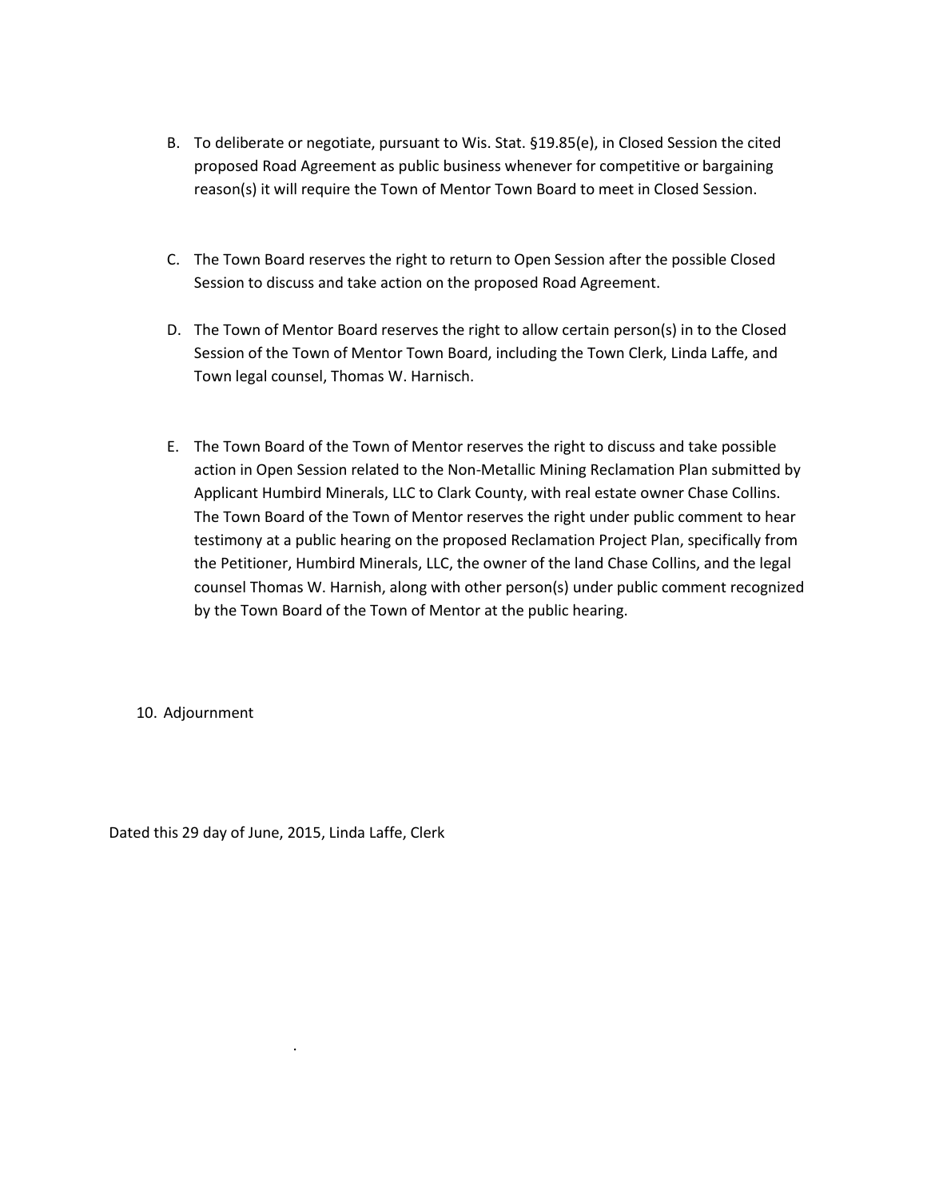B. To deliberate or negotiate, pursuant to Wis. Stat. §19.85(e), in Closed Session the cited proposed Road Agreement as public business whenever for competitive or bargaining reason(s) it will require the Town of Mentor Town Board to meet in Closed Session.

C. The Town Board reserves the right to return to Open Session after the possible Closed Session to discuss and take action on the proposed Road Agreement.

D. The Town of Mentor Board reserves the right to allow certain person(s) in to the Closed Session of the Town of Mentor Town Board, including the Town Clerk, Linda Laffe, and Town legal counsel, Thomas W. Harnisch.

E. The Town Board of the Town of Mentor reserves the right to discuss and take possible action in Open Session related to the Non-Metallic Mining Reclamation Plan submitted by Applicant Humbird Minerals, LLC to Clark County, with real estate owner Chase Collins. The Town Board of the Town of Mentor reserves the right under public comment to hear testimony at a public hearing on the proposed Reclamation Project Plan, specifically from the Petitioner, Humbird Minerals, LLC, the owner of the land Chase Collins, and the legal counsel Thomas W. Harnish, along with other person(s) under public comment recognized by the Town Board of the Town of Mentor at the public hearing.

10. Adjournment

Dated this 29 day of June, 2015, Linda Laffe, Clerk

.